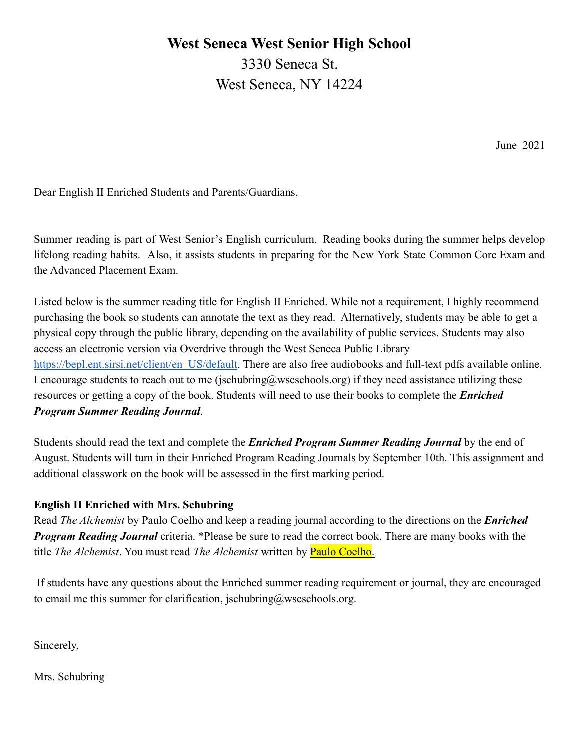**West Seneca West Senior High School**

3330 Seneca St.

West Seneca, NY 14224

June 2021

Dear English II Enriched Students and Parents/Guardians,

Summer reading is part of West Senior's English curriculum. Reading books during the summer helps develop lifelong reading habits. Also, it assists students in preparing for the New York State Common Core Exam and the Advanced Placement Exam.

Listed below is the summer reading title for English II Enriched. While not a requirement, I highly recommend purchasing the book so students can annotate the text as they read. Alternatively, students may be able to get a physical copy through the public library, depending on the availability of public services. Students may also access an electronic version via Overdrive through the West Seneca Public Library [https://bepl.ent.sirsi.net/client/en_US/default](https://bepl.ent.sirsi.net/client/en_US/default). There are also free audiobooks and full-text pdfs available online. I encourage students to reach out to me (jschubring@wscschools.org) if they need assistance utilizing these resources or getting a copy of the book. Students will need to use their books to complete the ***Enriched Program Summer Reading Journal***.

Students should read the text and complete the ***Enriched Program Summer Reading Journal*** by the end of August. Students will turn in their Enriched Program Reading Journals by September 10th. This assignment and additional classwork on the book will be assessed in the first marking period.

**English II Enriched with Mrs. Schubring**

Read *The Alchemist* by Paulo Coelho and keep a reading journal according to the directions on the ***Enriched Program Reading Journal*** criteria. *Please be sure to read the correct book. There are many books with the title *The Alchemist*. You must read *The Alchemist* written by Paulo Coelho.

If students have any questions about the Enriched summer reading requirement or journal, they are encouraged to email me this summer for clarification, jschubring@wscschools.org.

Sincerely,

Mrs. Schubring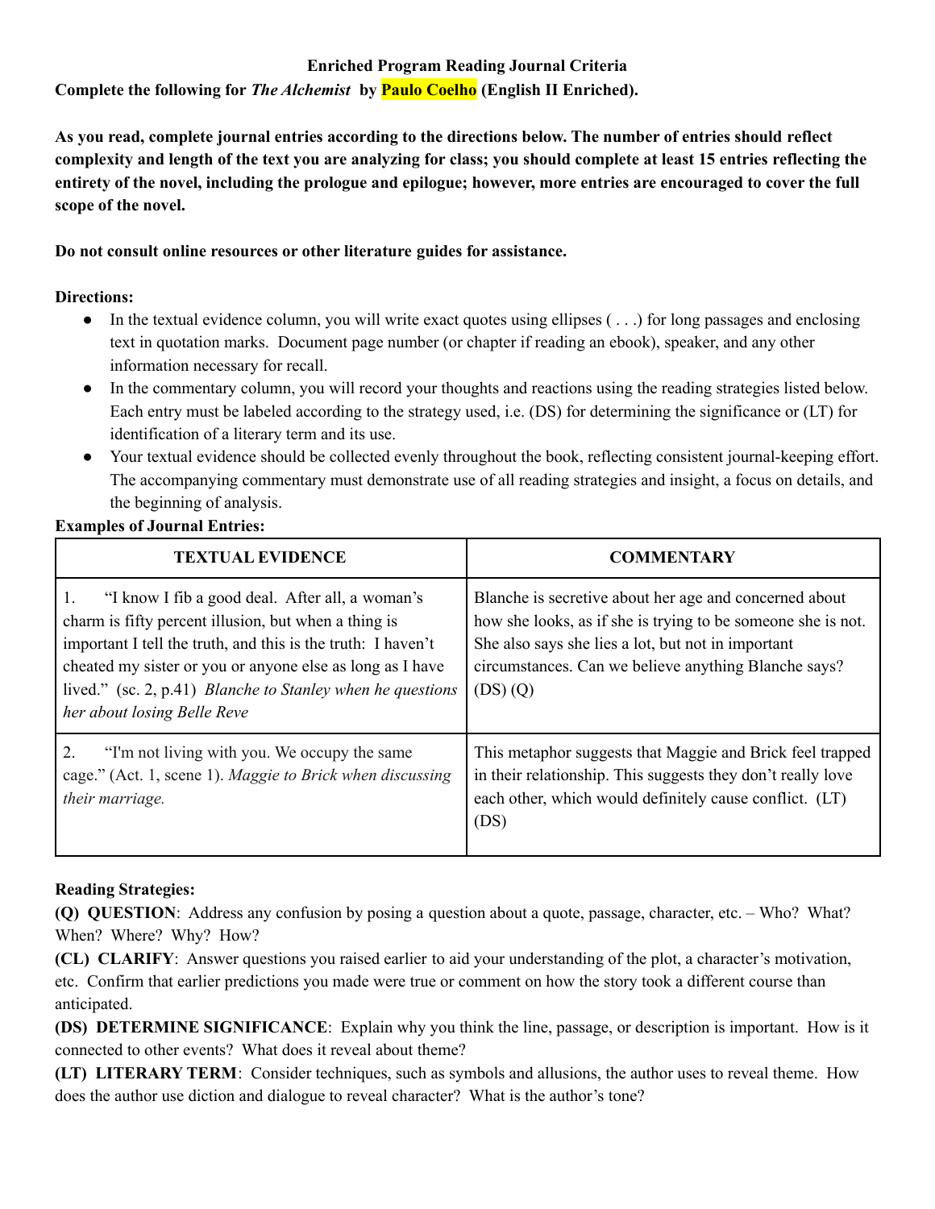**Enriched Program Reading Journal Criteria**

**Complete the following for *The Alchemist* by Paulo Coelho (English II Enriched).**

**As you read, complete journal entries according to the directions below. The number of entries should reflect complexity and length of the text you are analyzing for class; you should complete at least 15 entries reflecting the entirety of the novel, including the prologue and epilogue; however, more entries are encouraged to cover the full scope of the novel.**

**Do not consult online resources or other literature guides for assistance.**

**Directions:**

- In the textual evidence column, you will write exact quotes using ellipses ( . . .) for long passages and enclosing text in quotation marks. Document page number (or chapter if reading an ebook), speaker, and any other information necessary for recall.
- In the commentary column, you will record your thoughts and reactions using the reading strategies listed below. Each entry must be labeled according to the strategy used, i.e. (DS) for determining the significance or (LT) for identification of a literary term and its use.
- Your textual evidence should be collected evenly throughout the book, reflecting consistent journal-keeping effort. The accompanying commentary must demonstrate use of all reading strategies and insight, a focus on details, and the beginning of analysis.

**Examples of Journal Entries:**

| TEXTUAL EVIDENCE | COMMENTARY |
|---|---|
| 1. "I know I fib a good deal. After all, a woman's charm is fifty percent illusion, but when a thing is important I tell the truth, and this is the truth: I haven't cheated my sister or you or anyone else as long as I have lived." (sc. 2, p.41) *Blanche to Stanley when he questions her about losing Belle Reve* | Blanche is secretive about her age and concerned about how she looks, as if she is trying to be someone she is not. She also says she lies a lot, but not in important circumstances. Can we believe anything Blanche says? (DS) (Q) |
| 2. "I'm not living with you. We occupy the same cage." (Act. 1, scene 1). *Maggie to Brick when discussing their marriage.* | This metaphor suggests that Maggie and Brick feel trapped in their relationship. This suggests they don't really love each other, which would definitely cause conflict. (LT) (DS) |

**Reading Strategies:**

**(Q) QUESTION**: Address any confusion by posing a question about a quote, passage, character, etc. – Who? What? When? Where? Why? How?

**(CL) CLARIFY**: Answer questions you raised earlier to aid your understanding of the plot, a character's motivation, etc. Confirm that earlier predictions you made were true or comment on how the story took a different course than anticipated.

**(DS) DETERMINE SIGNIFICANCE**: Explain why you think the line, passage, or description is important. How is it connected to other events? What does it reveal about theme?

**(LT) LITERARY TERM**: Consider techniques, such as symbols and allusions, the author uses to reveal theme. How does the author use diction and dialogue to reveal character? What is the author's tone?